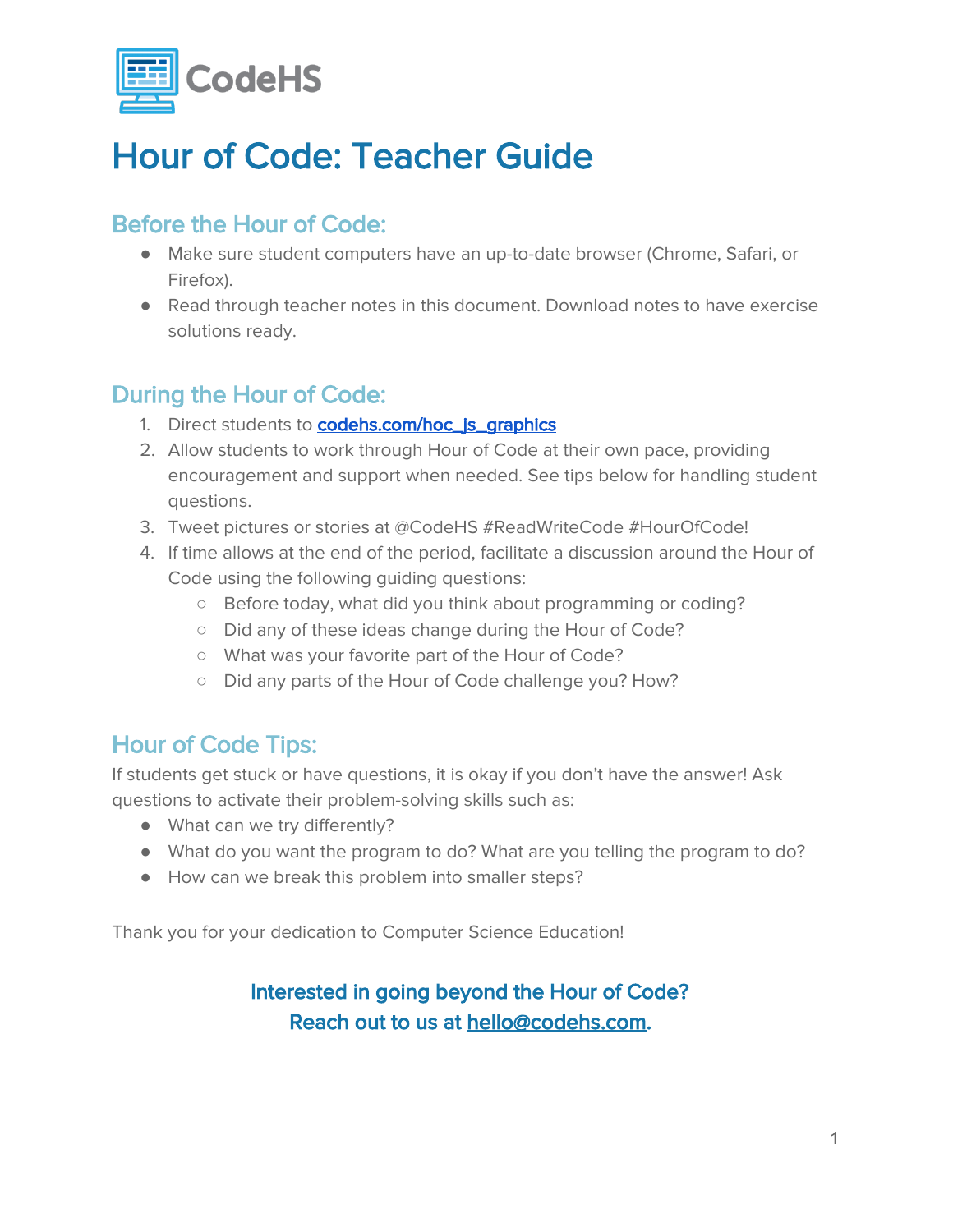CodeHS

# Hour of Code: Teacher Guide

## Before the Hour of Code:

- Make sure student computers have an up-to-date browser (Chrome, Safari, or Firefox).
- Read through teacher notes in this document. Download notes to have exercise solutions ready.

## During the Hour of Code:

1. Direct students to [codehs.com/hoc_js_graphics](codehs.com/hoc_js_graphics)
2. Allow students to work through Hour of Code at their own pace, providing encouragement and support when needed. See tips below for handling student questions.
3. Tweet pictures or stories at @CodeHS #ReadWriteCode #HourOfCode!
4. If time allows at the end of the period, facilitate a discussion around the Hour of Code using the following guiding questions:
   - Before today, what did you think about programming or coding?
   - Did any of these ideas change during the Hour of Code?
   - What was your favorite part of the Hour of Code?
   - Did any parts of the Hour of Code challenge you? How?

## Hour of Code Tips:

If students get stuck or have questions, it is okay if you don't have the answer! Ask questions to activate their problem-solving skills such as:

- What can we try differently?
- What do you want the program to do? What are you telling the program to do?
- How can we break this problem into smaller steps?

Thank you for your dedication to Computer Science Education!

**Interested in going beyond the Hour of Code?**
**Reach out to us at [hello@codehs.com](mailto:hello@codehs.com).**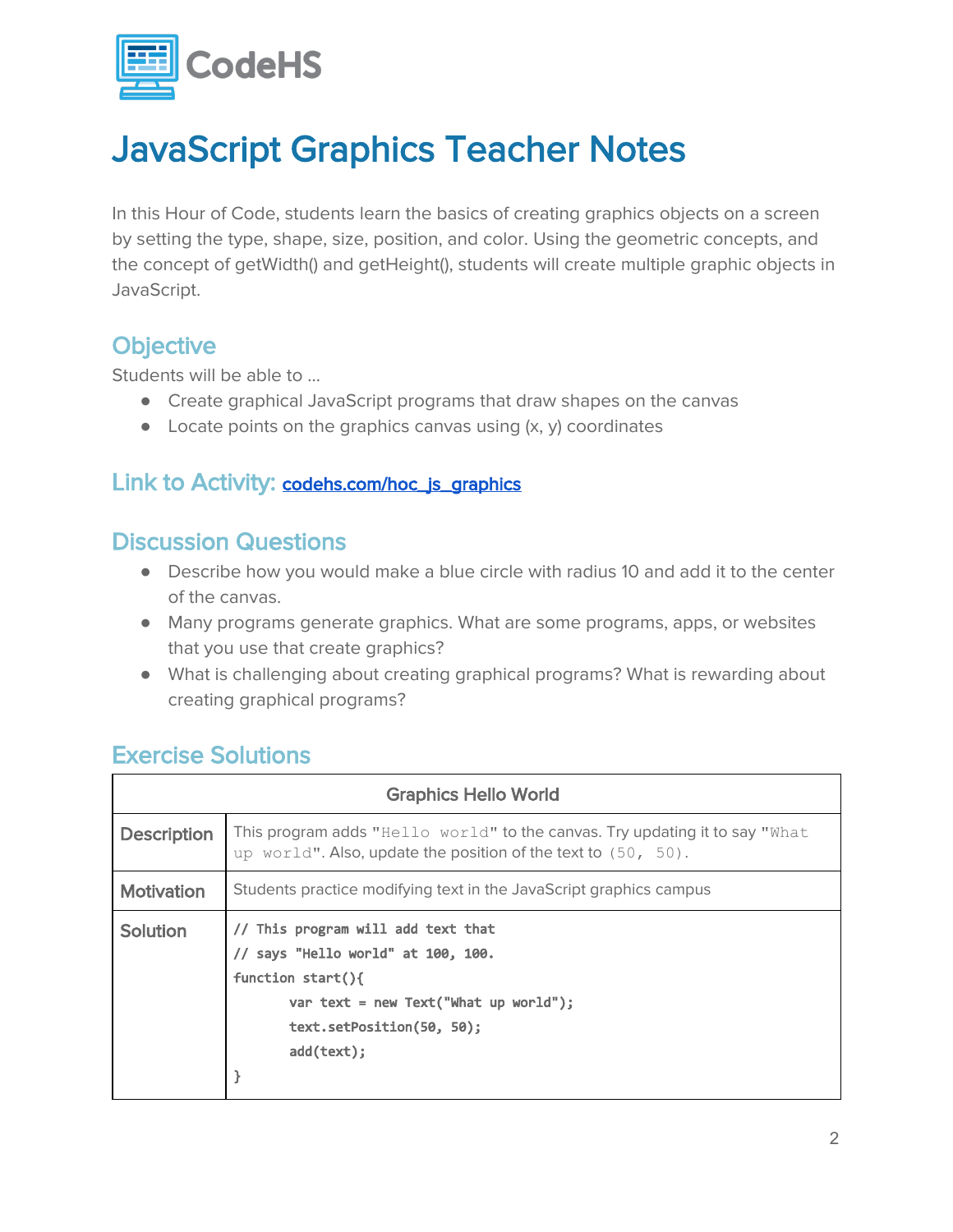CodeHS

# JavaScript Graphics Teacher Notes

In this Hour of Code, students learn the basics of creating graphics objects on a screen by setting the type, shape, size, position, and color. Using the geometric concepts, and the concept of getWidth() and getHeight(), students will create multiple graphic objects in JavaScript.

## Objective

Students will be able to ...

- Create graphical JavaScript programs that draw shapes on the canvas
- Locate points on the graphics canvas using (x, y) coordinates

## Link to Activity: [codehs.com/hoc_js_graphics](codehs.com/hoc_js_graphics)

## Discussion Questions

- Describe how you would make a blue circle with radius 10 and add it to the center of the canvas.
- Many programs generate graphics. What are some programs, apps, or websites that you use that create graphics?
- What is challenging about creating graphical programs? What is rewarding about creating graphical programs?

## Exercise Solutions

| Graphics Hello World | |
|---|---|
| **Description** | This program adds "`Hello world`" to the canvas. Try updating it to say "`What up world`". Also, update the position of the text to `(50, 50)`. |
| **Motivation** | Students practice modifying text in the JavaScript graphics campus |
| **Solution** | See code below |

```
// This program will add text that
// says "Hello world" at 100, 100.
function start(){
	var text = new Text("What up world");
	text.setPosition(50, 50);
	add(text);
}
```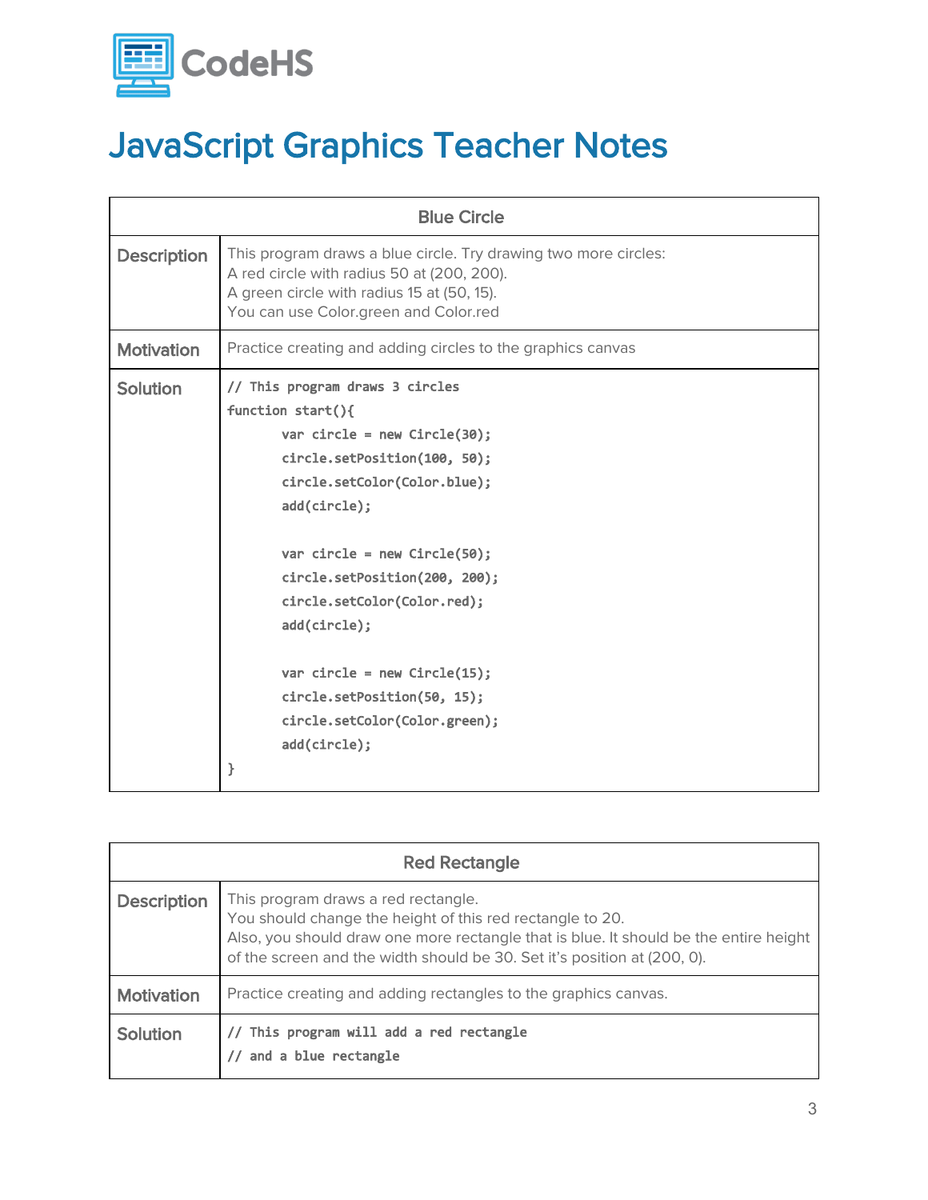# JavaScript Graphics Teacher Notes

| Blue Circle | |
|---|---|
| **Description** | This program draws a blue circle. Try drawing two more circles:<br>A red circle with radius 50 at (200, 200).<br>A green circle with radius 15 at (50, 15).<br>You can use Color.green and Color.red |
| **Motivation** | Practice creating and adding circles to the graphics canvas |
| **Solution** | See code below |

```
// This program draws 3 circles
function start(){
	var circle = new Circle(30);
	circle.setPosition(100, 50);
	circle.setColor(Color.blue);
	add(circle);

	var circle = new Circle(50);
	circle.setPosition(200, 200);
	circle.setColor(Color.red);
	add(circle);

	var circle = new Circle(15);
	circle.setPosition(50, 15);
	circle.setColor(Color.green);
	add(circle);
}
```

| Red Rectangle | |
|---|---|
| **Description** | This program draws a red rectangle.<br>You should change the height of this red rectangle to 20.<br>Also, you should draw one more rectangle that is blue. It should be the entire height of the screen and the width should be 30. Set it's position at (200, 0). |
| **Motivation** | Practice creating and adding rectangles to the graphics canvas. |
| **Solution** | See code below |

```
// This program will add a red rectangle
// and a blue rectangle
```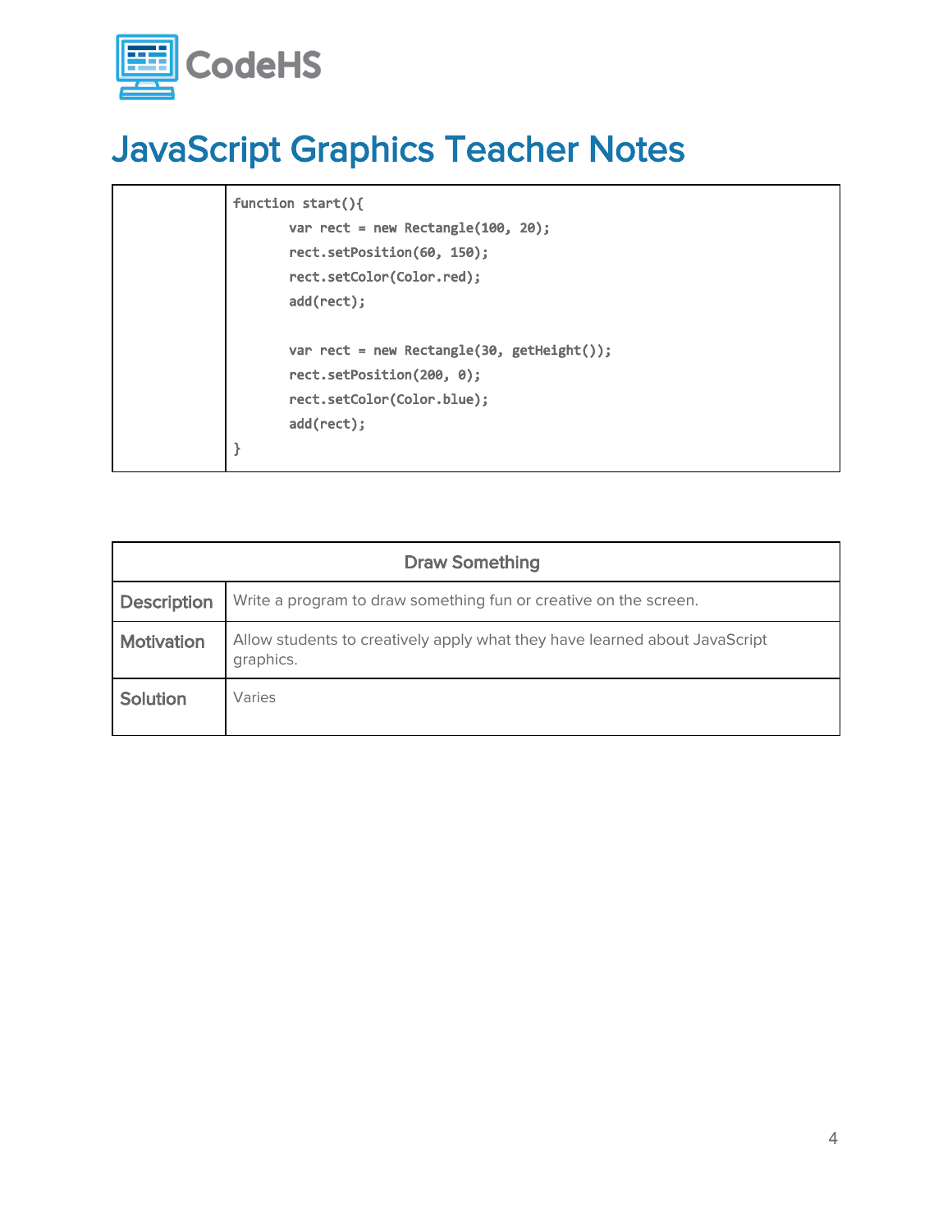# JavaScript Graphics Teacher Notes

| | |
|---|---|
| | ```function start(){ var rect = new Rectangle(100, 20); rect.setPosition(60, 150); rect.setColor(Color.red); add(rect); var rect = new Rectangle(30, getHeight()); rect.setPosition(200, 0); rect.setColor(Color.blue); add(rect); }``` |

```
function start(){
	var rect = new Rectangle(100, 20);
	rect.setPosition(60, 150);
	rect.setColor(Color.red);
	add(rect);

	var rect = new Rectangle(30, getHeight());
	rect.setPosition(200, 0);
	rect.setColor(Color.blue);
	add(rect);
}
```

| Draw Something | |
|---|---|
| **Description** | Write a program to draw something fun or creative on the screen. |
| **Motivation** | Allow students to creatively apply what they have learned about JavaScript graphics. |
| **Solution** | Varies |